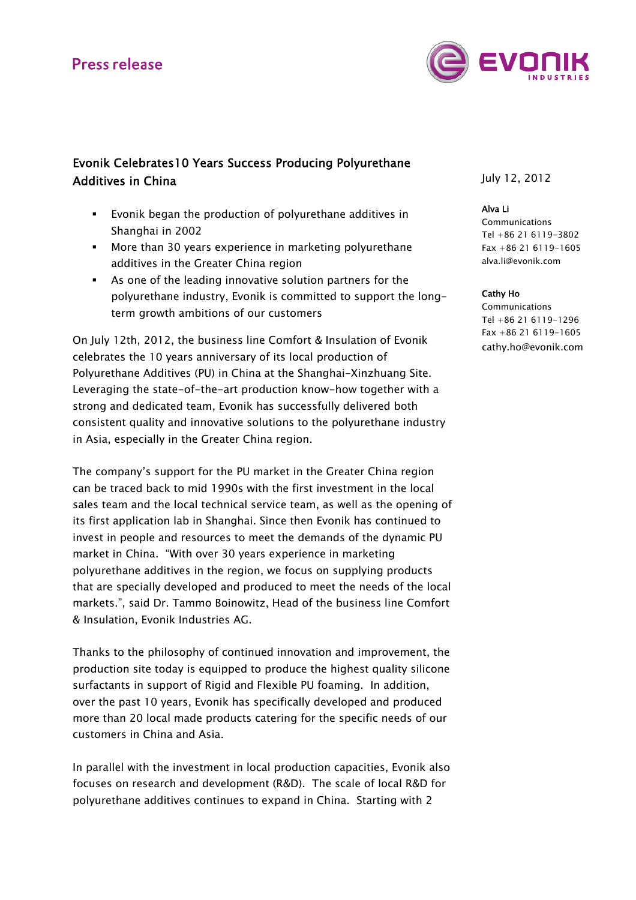Press release

# Evonik Celebrates10 Years Success Producing Polyurethane Additives in China

July 12, 2012

**Alva Li**
Communications
Tel +86 21 6119-3802
Fax +86 21 6119-1605
alva.li@evonik.com

**Cathy Ho**
Communications
Tel +86 21 6119-1296
Fax +86 21 6119-1605
cathy.ho@evonik.com

- Evonik began the production of polyurethane additives in Shanghai in 2002
- More than 30 years experience in marketing polyurethane additives in the Greater China region
- As one of the leading innovative solution partners for the polyurethane industry, Evonik is committed to support the long-term growth ambitions of our customers

On July 12th, 2012, the business line Comfort & Insulation of Evonik celebrates the 10 years anniversary of its local production of Polyurethane Additives (PU) in China at the Shanghai-Xinzhuang Site. Leveraging the state-of-the-art production know-how together with a strong and dedicated team, Evonik has successfully delivered both consistent quality and innovative solutions to the polyurethane industry in Asia, especially in the Greater China region.

The company's support for the PU market in the Greater China region can be traced back to mid 1990s with the first investment in the local sales team and the local technical service team, as well as the opening of its first application lab in Shanghai. Since then Evonik has continued to invest in people and resources to meet the demands of the dynamic PU market in China. "With over 30 years experience in marketing polyurethane additives in the region, we focus on supplying products that are specially developed and produced to meet the needs of the local markets.", said Dr. Tammo Boinowitz, Head of the business line Comfort & Insulation, Evonik Industries AG.

Thanks to the philosophy of continued innovation and improvement, the production site today is equipped to produce the highest quality silicone surfactants in support of Rigid and Flexible PU foaming. In addition, over the past 10 years, Evonik has specifically developed and produced more than 20 local made products catering for the specific needs of our customers in China and Asia.

In parallel with the investment in local production capacities, Evonik also focuses on research and development (R&D). The scale of local R&D for polyurethane additives continues to expand in China. Starting with 2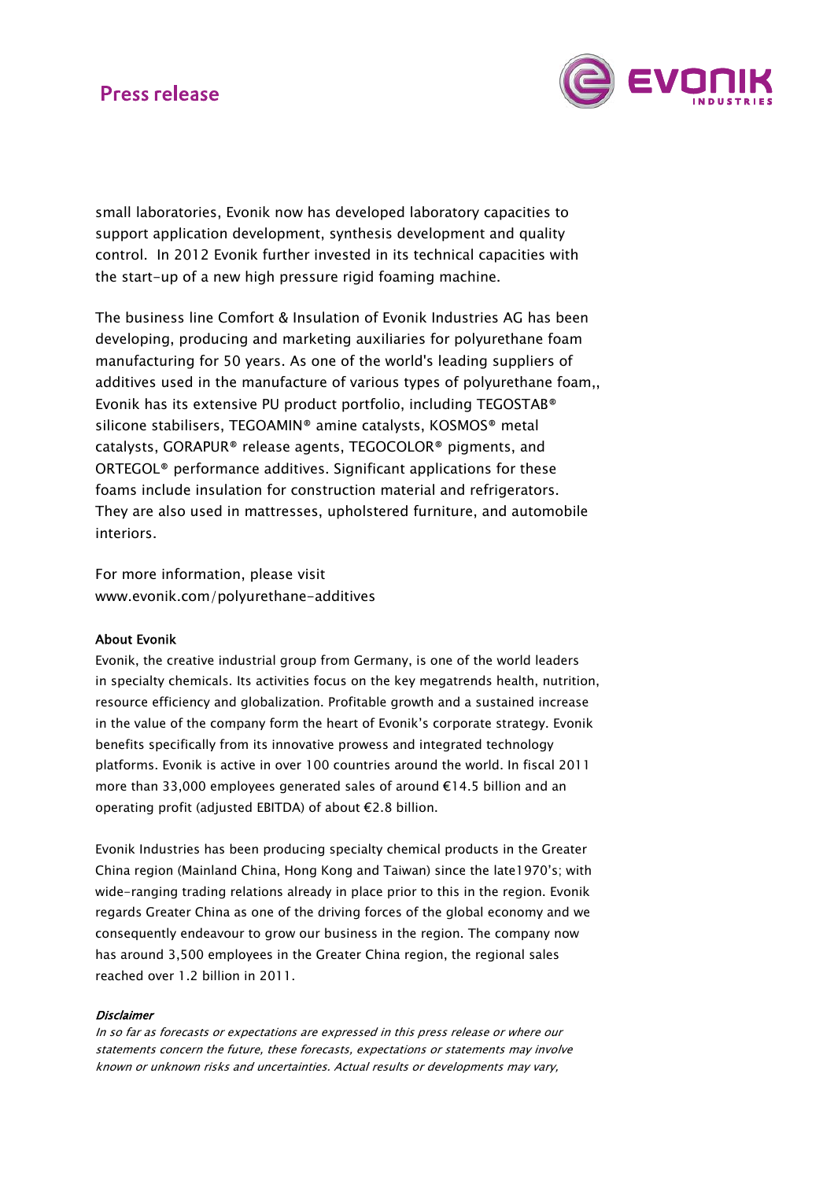small laboratories, Evonik now has developed laboratory capacities to support application development, synthesis development and quality control. In 2012 Evonik further invested in its technical capacities with the start-up of a new high pressure rigid foaming machine.

The business line Comfort & Insulation of Evonik Industries AG has been developing, producing and marketing auxiliaries for polyurethane foam manufacturing for 50 years. As one of the world's leading suppliers of additives used in the manufacture of various types of polyurethane foam,, Evonik has its extensive PU product portfolio, including TEGOSTAB® silicone stabilisers, TEGOAMIN® amine catalysts, KOSMOS® metal catalysts, GORAPUR® release agents, TEGOCOLOR® pigments, and ORTEGOL® performance additives. Significant applications for these foams include insulation for construction material and refrigerators. They are also used in mattresses, upholstered furniture, and automobile interiors.

For more information, please visit www.evonik.com/polyurethane-additives

**About Evonik**

Evonik, the creative industrial group from Germany, is one of the world leaders in specialty chemicals. Its activities focus on the key megatrends health, nutrition, resource efficiency and globalization. Profitable growth and a sustained increase in the value of the company form the heart of Evonik's corporate strategy. Evonik benefits specifically from its innovative prowess and integrated technology platforms. Evonik is active in over 100 countries around the world. In fiscal 2011 more than 33,000 employees generated sales of around €14.5 billion and an operating profit (adjusted EBITDA) of about €2.8 billion.

Evonik Industries has been producing specialty chemical products in the Greater China region (Mainland China, Hong Kong and Taiwan) since the late1970's; with wide-ranging trading relations already in place prior to this in the region. Evonik regards Greater China as one of the driving forces of the global economy and we consequently endeavour to grow our business in the region. The company now has around 3,500 employees in the Greater China region, the regional sales reached over 1.2 billion in 2011.

***Disclaimer***

*In so far as forecasts or expectations are expressed in this press release or where our statements concern the future, these forecasts, expectations or statements may involve known or unknown risks and uncertainties. Actual results or developments may vary,*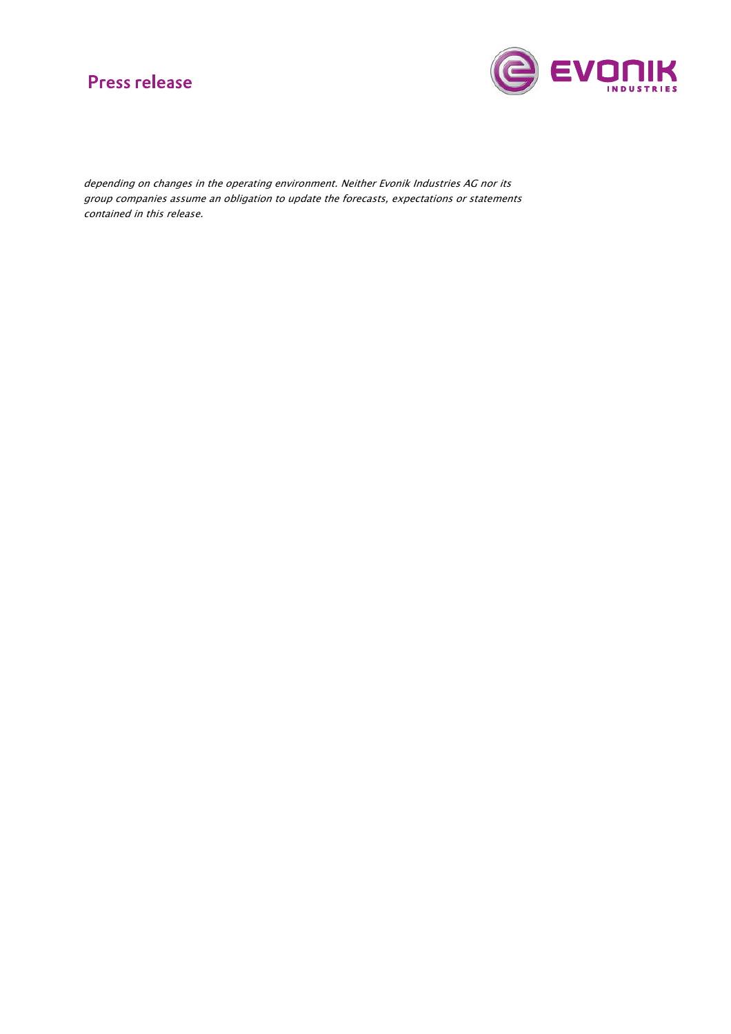*depending on changes in the operating environment. Neither Evonik Industries AG nor its group companies assume an obligation to update the forecasts, expectations or statements contained in this release.*